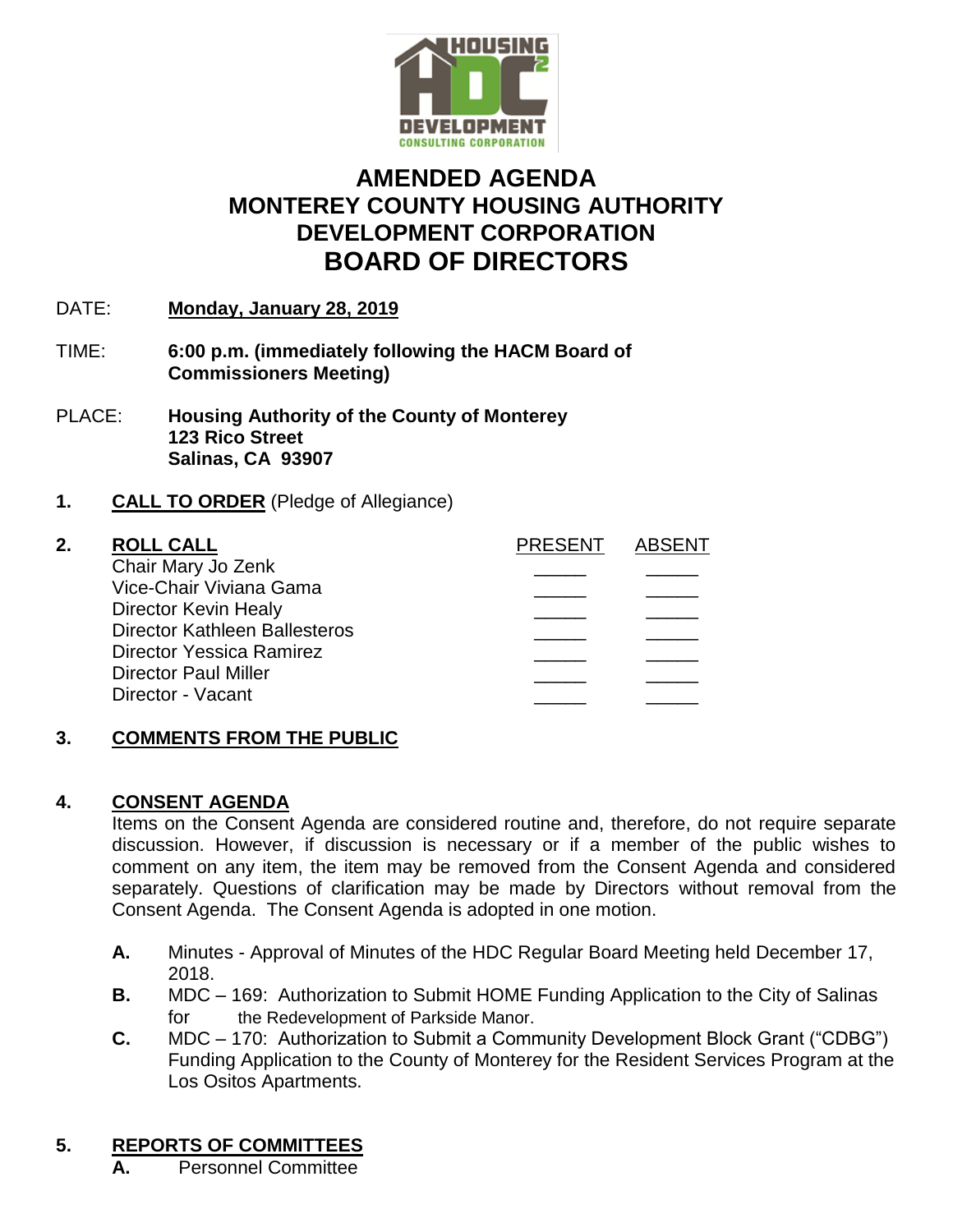# AMENDED AGENDA
# MONTEREY COUNTY HOUSING AUTHORITY DEVELOPMENT CORPORATION
# BOARD OF DIRECTORS

DATE: **Monday, January 28, 2019**

TIME: **6:00 p.m. (immediately following the HACM Board of Commissioners Meeting)**

PLACE: **Housing Authority of the County of Monterey**
**123 Rico Street**
**Salinas, CA 93907**

**1. CALL TO ORDER** (Pledge of Allegiance)

**2. ROLL CALL**

| | PRESENT | ABSENT |
|---|---|---|
| Chair Mary Jo Zenk | _____ | _____ |
| Vice-Chair Viviana Gama | _____ | _____ |
| Director Kevin Healy | _____ | _____ |
| Director Kathleen Ballesteros | _____ | _____ |
| Director Yessica Ramirez | _____ | _____ |
| Director Paul Miller | _____ | _____ |
| Director - Vacant | _____ | _____ |

**3. COMMENTS FROM THE PUBLIC**

**4. CONSENT AGENDA**

Items on the Consent Agenda are considered routine and, therefore, do not require separate discussion. However, if discussion is necessary or if a member of the public wishes to comment on any item, the item may be removed from the Consent Agenda and considered separately. Questions of clarification may be made by Directors without removal from the Consent Agenda. The Consent Agenda is adopted in one motion.

- **A.** Minutes - Approval of Minutes of the HDC Regular Board Meeting held December 17, 2018.
- **B.** MDC – 169: Authorization to Submit HOME Funding Application to the City of Salinas for the Redevelopment of Parkside Manor.
- **C.** MDC – 170: Authorization to Submit a Community Development Block Grant ("CDBG") Funding Application to the County of Monterey for the Resident Services Program at the Los Ositos Apartments.

**5. REPORTS OF COMMITTEES**

- **A.** Personnel Committee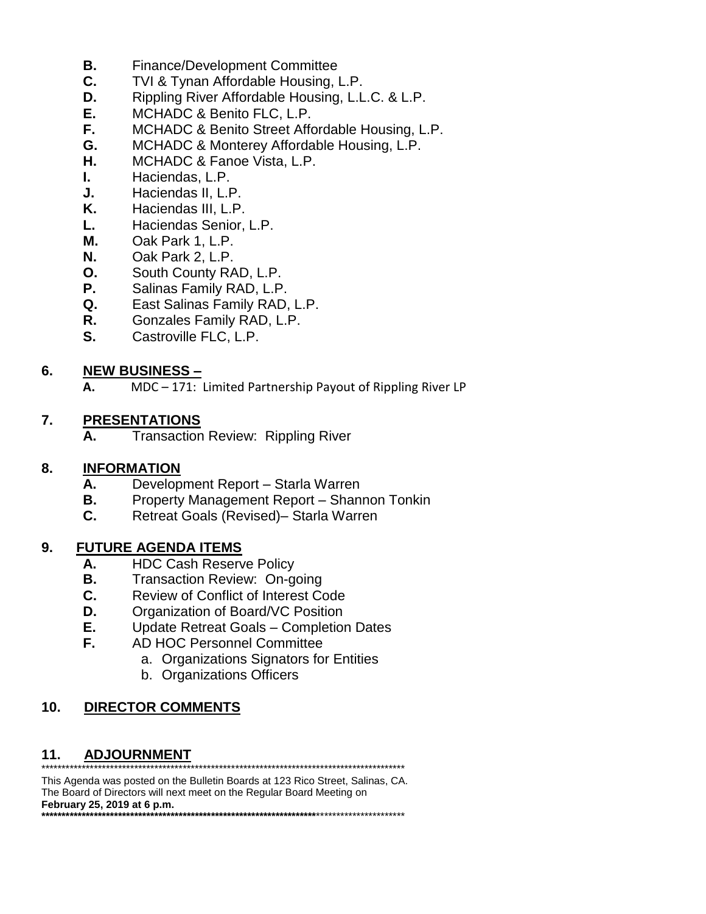- **B.** Finance/Development Committee
- **C.** TVI & Tynan Affordable Housing, L.P.
- **D.** Rippling River Affordable Housing, L.L.C. & L.P.
- **E.** MCHADC & Benito FLC, L.P.
- **F.** MCHADC & Benito Street Affordable Housing, L.P.
- **G.** MCHADC & Monterey Affordable Housing, L.P.
- **H.** MCHADC & Fanoe Vista, L.P.
- **I.** Haciendas, L.P.
- **J.** Haciendas II, L.P.
- **K.** Haciendas III, L.P.
- **L.** Haciendas Senior, L.P.
- **M.** Oak Park 1, L.P.
- **N.** Oak Park 2, L.P.
- **O.** South County RAD, L.P.
- **P.** Salinas Family RAD, L.P.
- **Q.** East Salinas Family RAD, L.P.
- **R.** Gonzales Family RAD, L.P.
- **S.** Castroville FLC, L.P.

**6. NEW BUSINESS –**

- **A.** MDC – 171: Limited Partnership Payout of Rippling River LP

**7. PRESENTATIONS**

- **A.** Transaction Review: Rippling River

**8. INFORMATION**

- **A.** Development Report – Starla Warren
- **B.** Property Management Report – Shannon Tonkin
- **C.** Retreat Goals (Revised)– Starla Warren

**9. FUTURE AGENDA ITEMS**

- **A.** HDC Cash Reserve Policy
- **B.** Transaction Review: On-going
- **C.** Review of Conflict of Interest Code
- **D.** Organization of Board/VC Position
- **E.** Update Retreat Goals – Completion Dates
- **F.** AD HOC Personnel Committee
  - a. Organizations Signators for Entities
  - b. Organizations Officers

**10. DIRECTOR COMMENTS**

**11. ADJOURNMENT**

*******************************************************************************************

This Agenda was posted on the Bulletin Boards at 123 Rico Street, Salinas, CA.
The Board of Directors will next meet on the Regular Board Meeting on
**February 25, 2019 at 6 p.m.**

*******************************************************************************************